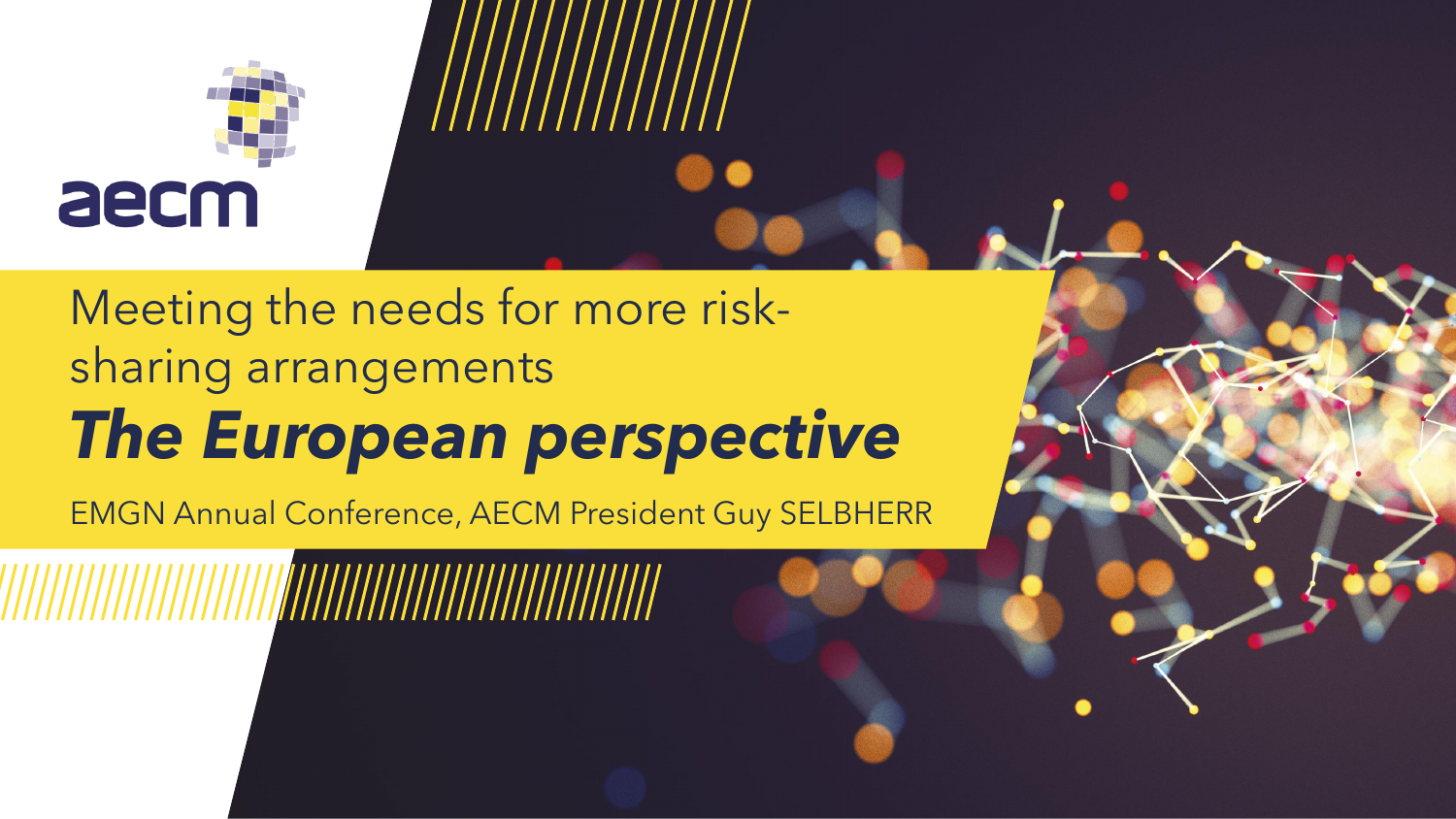aecm

# Meeting the needs for more risk-sharing arrangements

## *The European perspective*

EMGN Annual Conference, AECM President Guy SELBHERR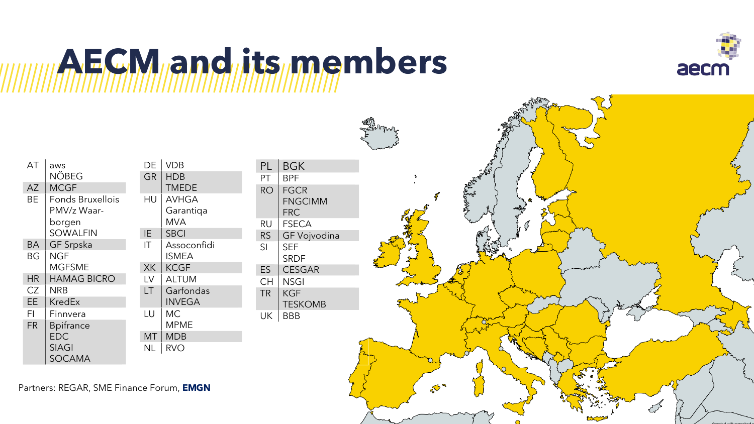# AECM and its members

| Country | Members |
|---|---|
| AT | aws<br>NÖBEG |
| AZ | MCGF |
| BE | Fonds Bruxellois<br>PMV/z Waar-borgen<br>SOWALFIN |
| BA | GF Srpska |
| BG | NGF<br>MGFSME |
| HR | HAMAG BICRO |
| CZ | NRB |
| EE | KredEx |
| FI | Finnvera |
| FR | Bpifrance<br>EDC<br>SIAGI<br>SOCAMA |
| DE | VDB |
| GR | HDB<br>TMEDE |
| HU | AVHGA<br>Garantiqa<br>MVA |
| IE | SBCI |
| IT | Assoconfidi<br>ISMEA |
| XK | KCGF |
| LV | ALTUM |
| LT | Garfondas<br>INVEGA |
| LU | MC<br>MPME |
| MT | MDB |
| NL | RVO |
| PL | BGK |
| PT | BPF |
| RO | FGCR<br>FNGCIMM<br>FRC |
| RU | FSECA |
| RS | GF Vojvodina |
| SI | SEF<br>SRDF |
| ES | CESGAR |
| CH | NSGI |
| TR | KGF<br>TESKOMB |
| UK | BBB |

Partners: REGAR, SME Finance Forum, **EMGN**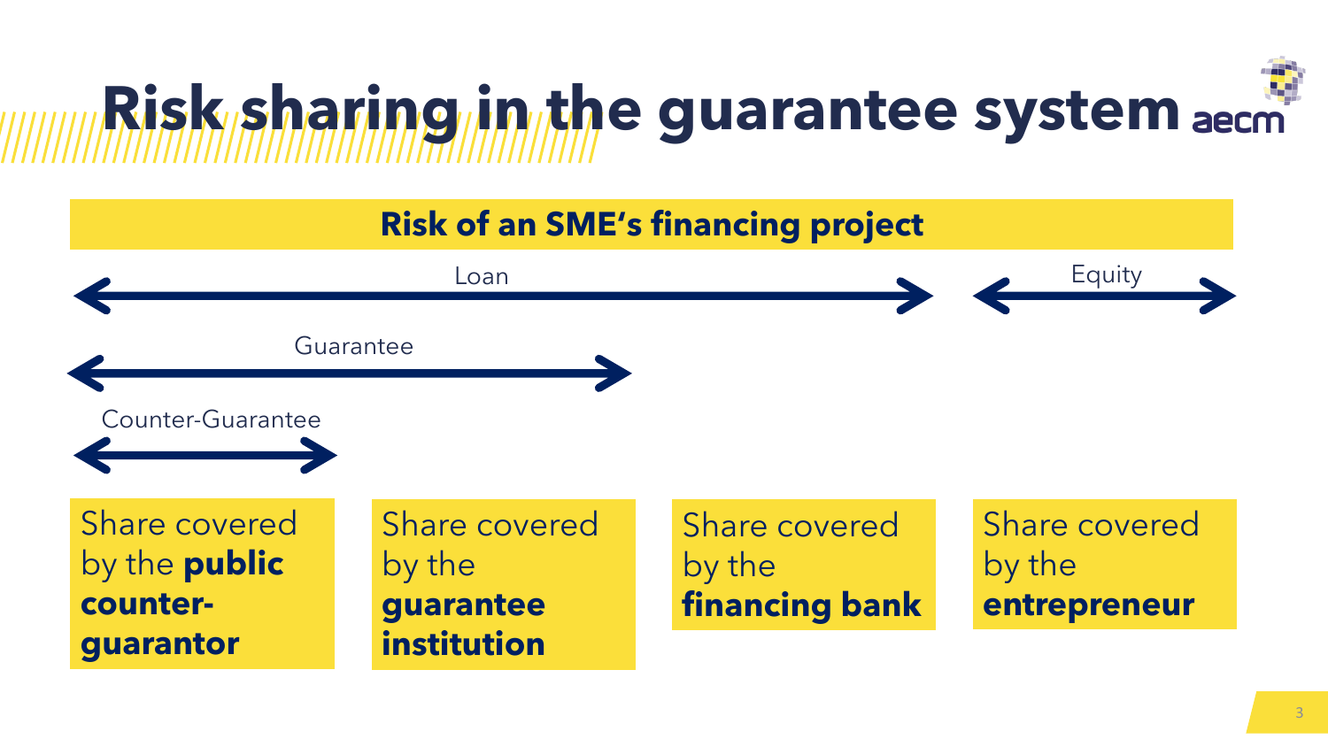# Risk sharing in the guarantee system

**Risk of an SME's financing project**

Loan

Equity

Guarantee

Counter-Guarantee

Share covered by the **public counter-guarantor**

Share covered by the **guarantee institution**

Share covered by the **financing bank**

Share covered by the **entrepreneur**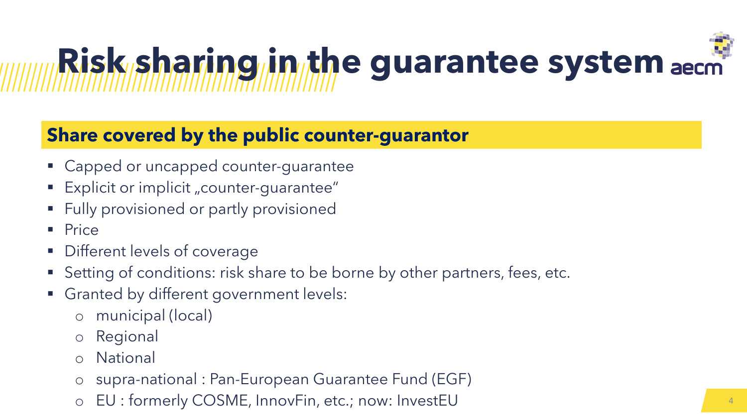# Risk sharing in the guarantee system

## Share covered by the public counter-guarantor

- Capped or uncapped counter-guarantee
- Explicit or implicit „counter-guarantee“
- Fully provisioned or partly provisioned
- Price
- Different levels of coverage
- Setting of conditions: risk share to be borne by other partners, fees, etc.
- Granted by different government levels:
  - municipal (local)
  - Regional
  - National
  - supra-national : Pan-European Guarantee Fund (EGF)
  - EU : formerly COSME, InnovFin, etc.; now: InvestEU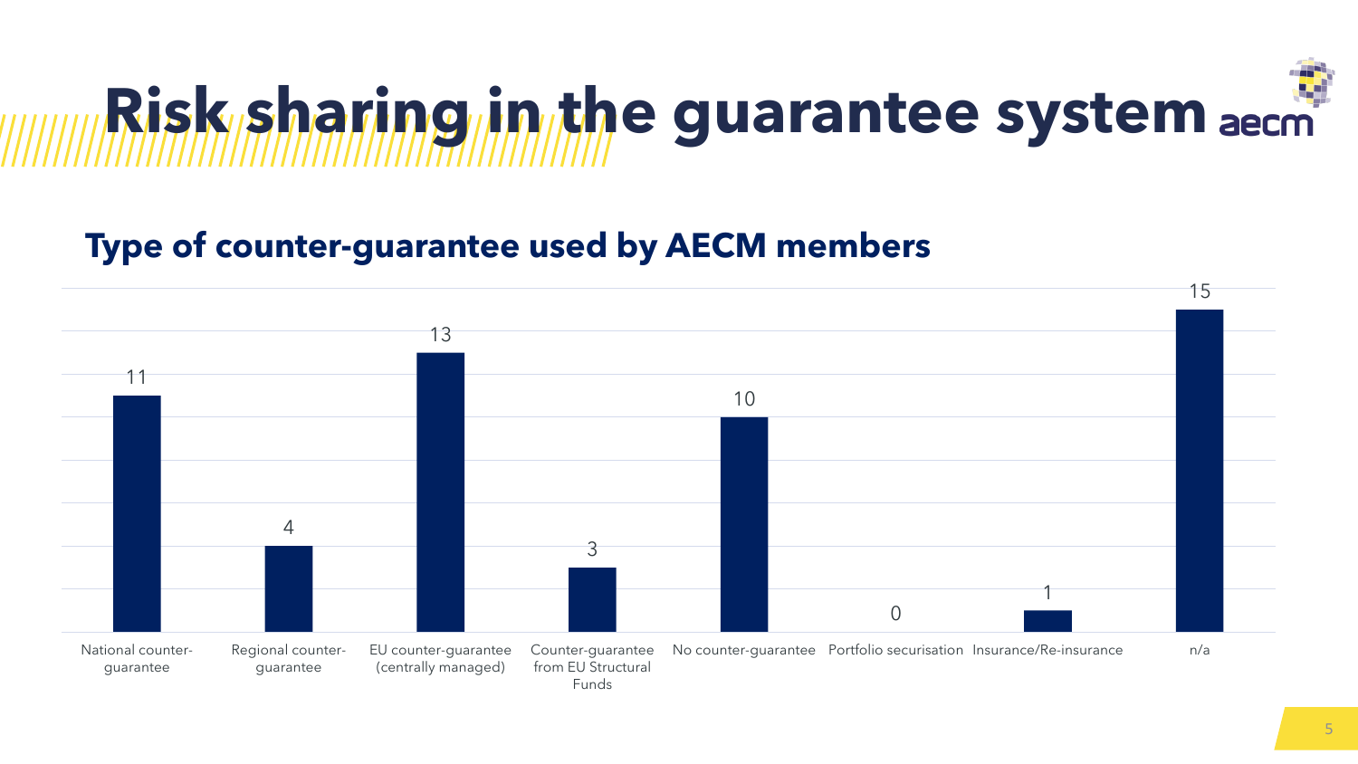# Risk sharing in the guarantee system

## Type of counter-guarantee used by AECM members

| Type of counter-guarantee | Number |
| --- | --- |
| National counter-guarantee | 11 |
| Regional counter-guarantee | 4 |
| EU counter-guarantee (centrally managed) | 13 |
| Counter-guarantee from EU Structural Funds | 3 |
| No counter-guarantee | 10 |
| Portfolio securisation | 0 |
| Insurance/Re-insurance | 1 |
| n/a | 15 |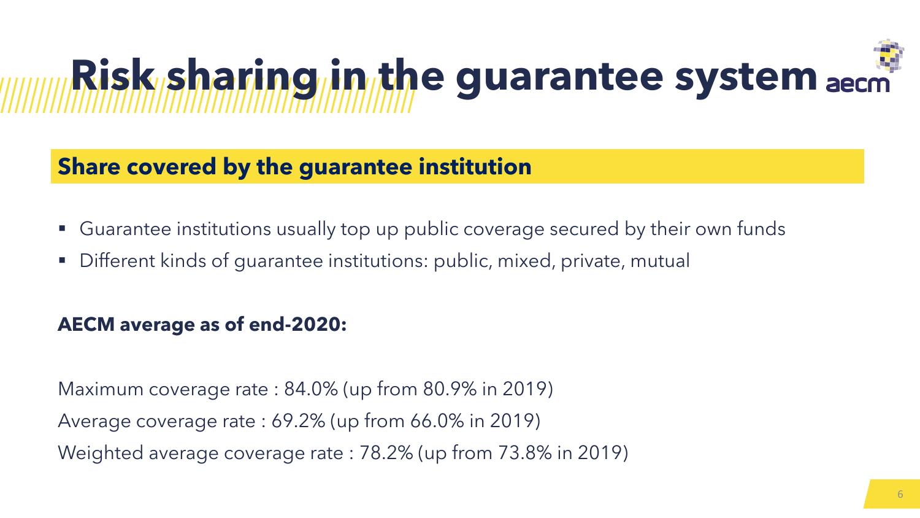# Risk sharing in the guarantee system

## Share covered by the guarantee institution

- Guarantee institutions usually top up public coverage secured by their own funds
- Different kinds of guarantee institutions: public, mixed, private, mutual

**AECM average as of end-2020:**

Maximum coverage rate : 84.0% (up from 80.9% in 2019)

Average coverage rate : 69.2% (up from 66.0% in 2019)

Weighted average coverage rate : 78.2% (up from 73.8% in 2019)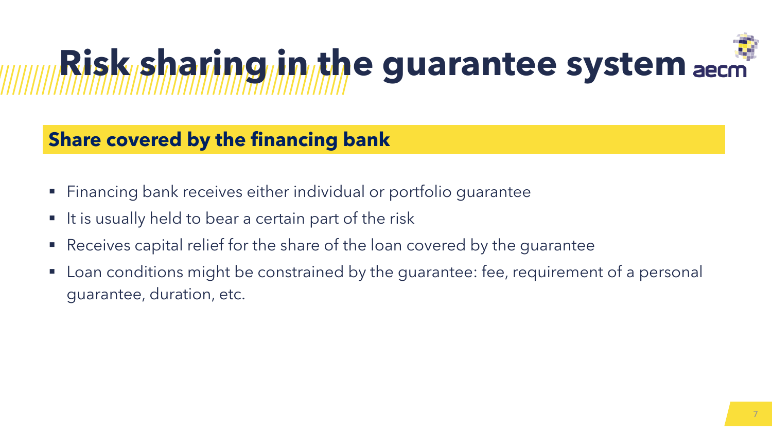# Risk sharing in the guarantee system

## Share covered by the financing bank

- Financing bank receives either individual or portfolio guarantee
- It is usually held to bear a certain part of the risk
- Receives capital relief for the share of the loan covered by the guarantee
- Loan conditions might be constrained by the guarantee: fee, requirement of a personal guarantee, duration, etc.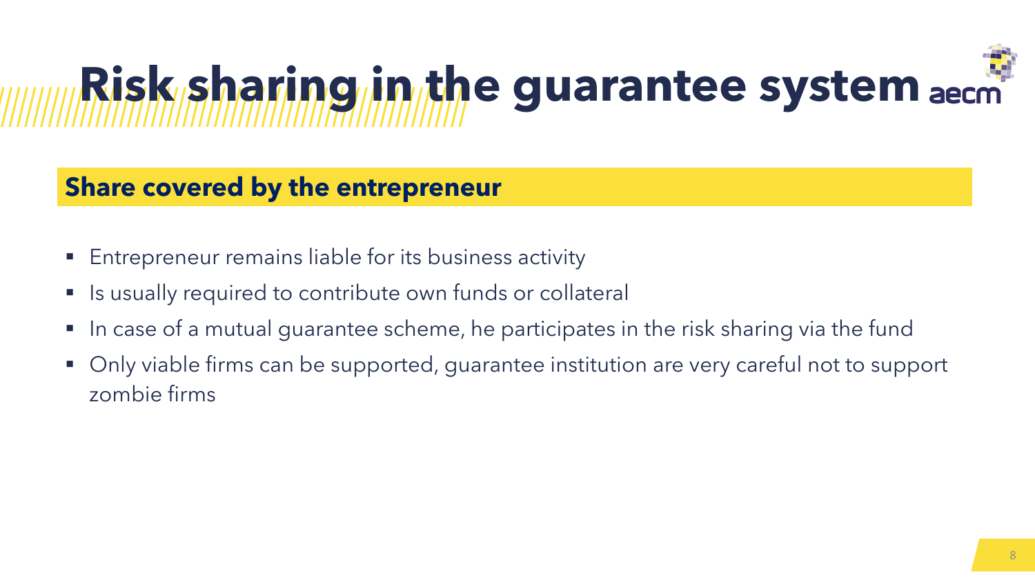# Risk sharing in the guarantee system

## Share covered by the entrepreneur

- Entrepreneur remains liable for its business activity
- Is usually required to contribute own funds or collateral
- In case of a mutual guarantee scheme, he participates in the risk sharing via the fund
- Only viable firms can be supported, guarantee institution are very careful not to support zombie firms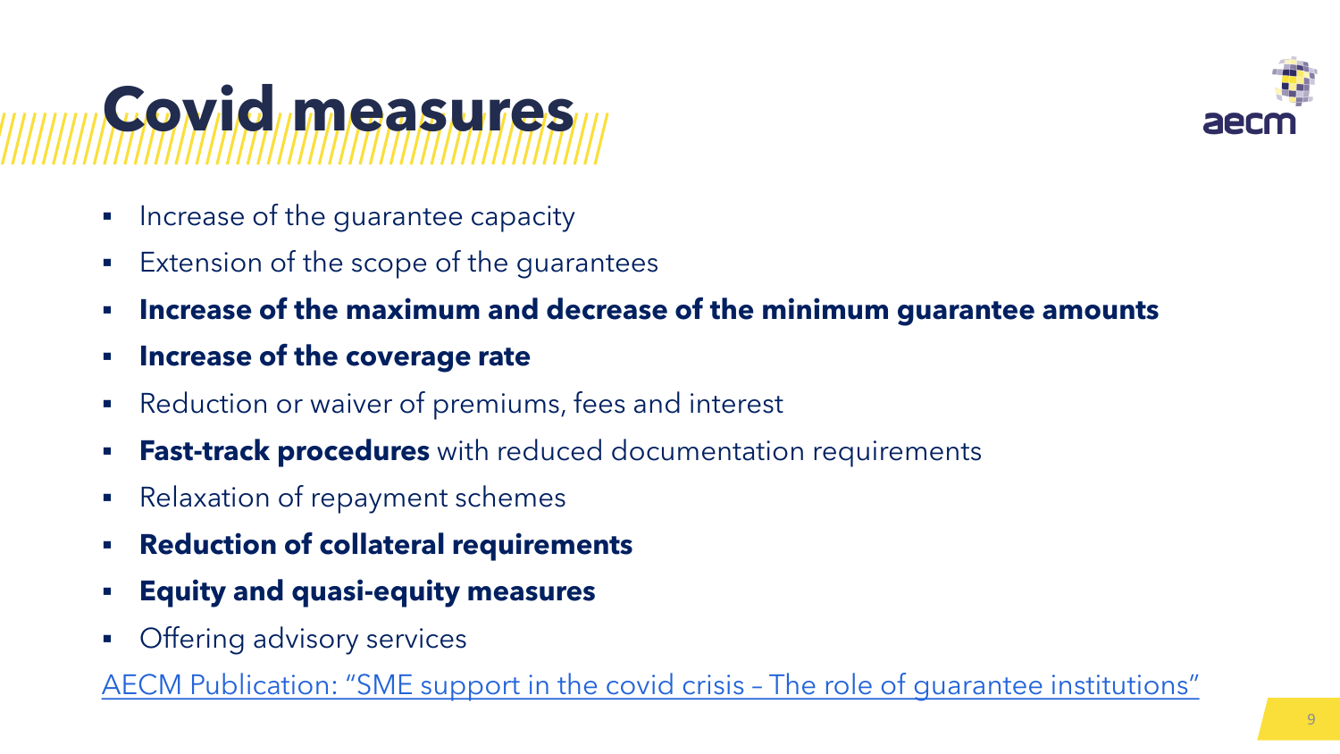# Covid measures

- Increase of the guarantee capacity
- Extension of the scope of the guarantees
- **Increase of the maximum and decrease of the minimum guarantee amounts**
- **Increase of the coverage rate**
- Reduction or waiver of premiums, fees and interest
- **Fast-track procedures** with reduced documentation requirements
- Relaxation of repayment schemes
- **Reduction of collateral requirements**
- **Equity and quasi-equity measures**
- Offering advisory services

AECM Publication: "SME support in the covid crisis – The role of guarantee institutions"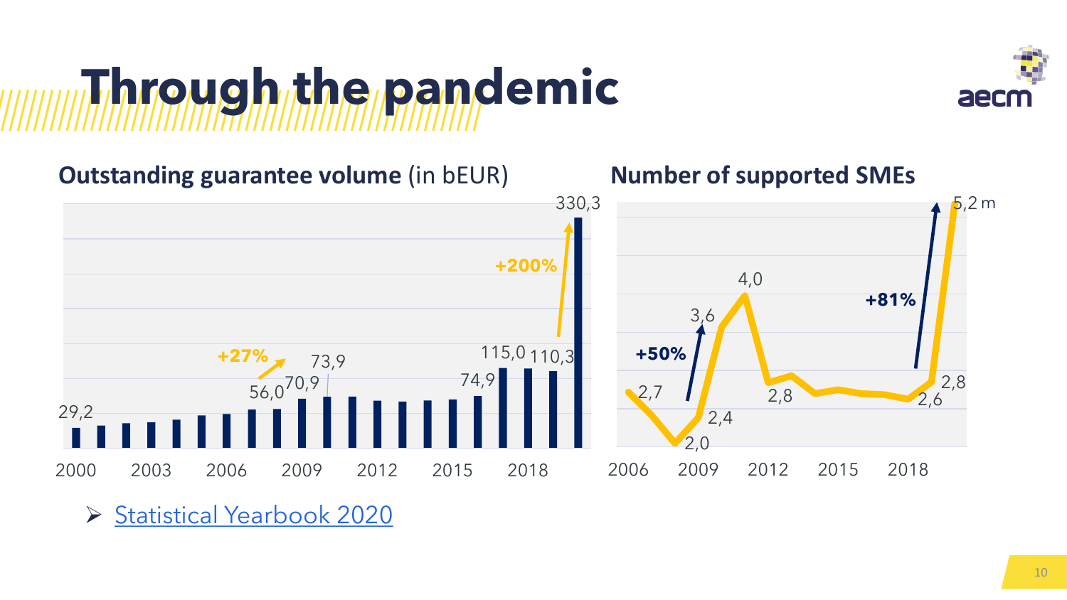# Through the pandemic

**Outstanding guarantee volume** (in bEUR)

29,2 · 56,0 · 70,9 · 73,9 · 74,9 · 115,0 · 110,3 · 330,3

+27% · +200%

2000 · 2003 · 2006 · 2009 · 2012 · 2015 · 2018

**Number of supported SMEs**

2,7 · 2,0 · 2,4 · 3,6 · 4,0 · 2,8 · 2,6 · 2,8 · 5,2 m

+50% · +81%

2006 · 2009 · 2012 · 2015 · 2018

- Statistical Yearbook 2020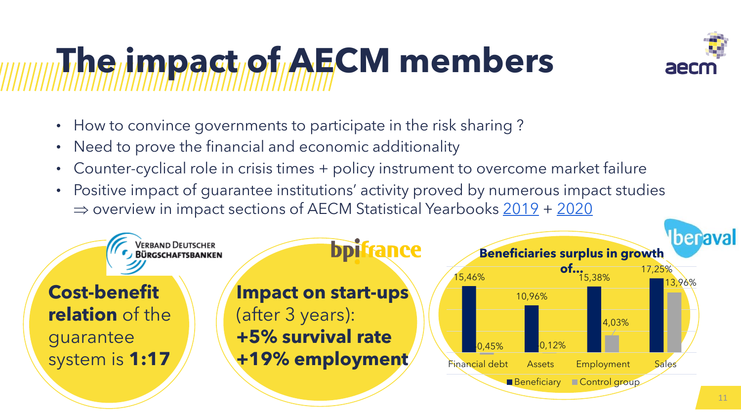# The impact of AECM members

- How to convince governments to participate in the risk sharing ?
- Need to prove the financial and economic additionality
- Counter-cyclical role in crisis times + policy instrument to overcome market failure
- Positive impact of guarantee institutions' activity proved by numerous impact studies
  ⇒ overview in impact sections of AECM Statistical Yearbooks 2019 + 2020

Verband Deutscher Bürgschaftsbanken

**Cost-benefit relation** of the guarantee system is **1:17**

bpifrance

**Impact on start-ups** (after 3 years):
**+5% survival rate**
**+19% employment**

Iberaval

**Beneficiaries surplus in growth of...**

| | Beneficiary | Control group |
|---|---|---|
| Financial debt | 15,46% | 0,45% |
| Assets | 10,96% | 0,12% |
| Employment | 15,38% | 4,03% |
| Sales | 17,25% | 13,96% |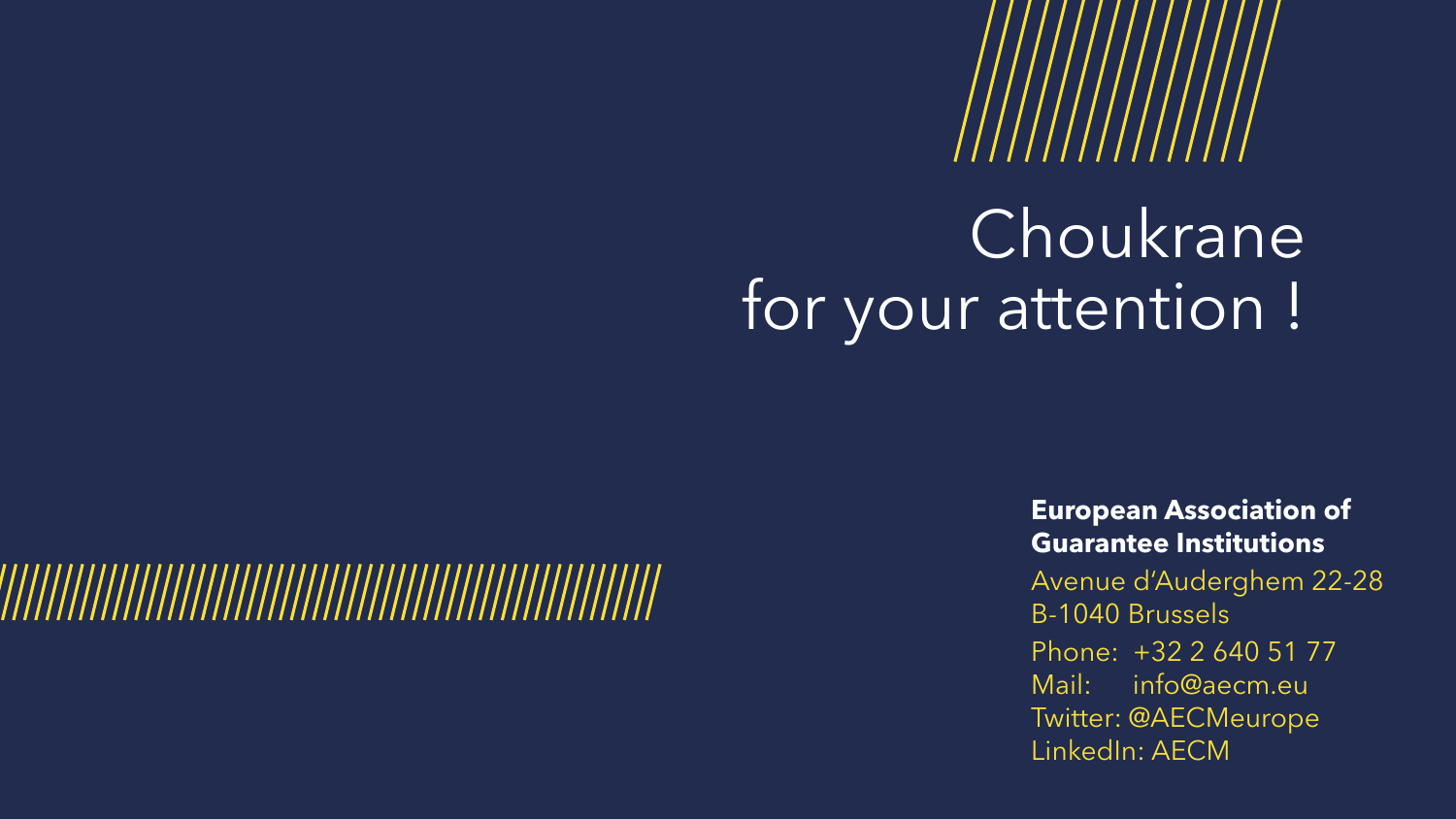# Choukrane for your attention !

**European Association of Guarantee Institutions**

Avenue d'Auderghem 22-28
B-1040 Brussels

Phone: +32 2 640 51 77
Mail: info@aecm.eu
Twitter: @AECMeurope
LinkedIn: AECM